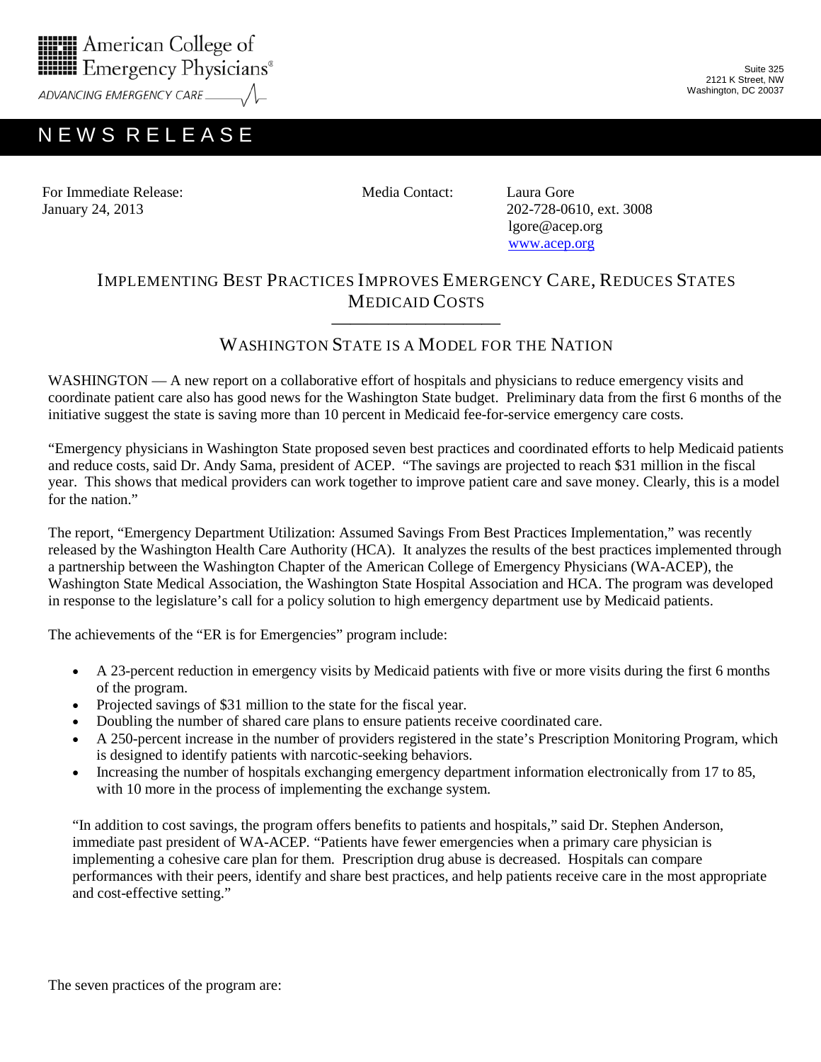American College of Emergency Physicians®

ADVANCING EMERGENCY CARE

Suite 325
2121 K Street, NW
Washington, DC 20037

# NEWS RELEASE

For Immediate Release:
January 24, 2013

Media Contact: Laura Gore
202-728-0610, ext. 3008
lgore@acep.org
www.acep.org

## IMPLEMENTING BEST PRACTICES IMPROVES EMERGENCY CARE, REDUCES STATES MEDICAID COSTS

### WASHINGTON STATE IS A MODEL FOR THE NATION

WASHINGTON — A new report on a collaborative effort of hospitals and physicians to reduce emergency visits and coordinate patient care also has good news for the Washington State budget. Preliminary data from the first 6 months of the initiative suggest the state is saving more than 10 percent in Medicaid fee-for-service emergency care costs.

"Emergency physicians in Washington State proposed seven best practices and coordinated efforts to help Medicaid patients and reduce costs, said Dr. Andy Sama, president of ACEP. "The savings are projected to reach $31 million in the fiscal year. This shows that medical providers can work together to improve patient care and save money. Clearly, this is a model for the nation."

The report, "Emergency Department Utilization: Assumed Savings From Best Practices Implementation," was recently released by the Washington Health Care Authority (HCA). It analyzes the results of the best practices implemented through a partnership between the Washington Chapter of the American College of Emergency Physicians (WA-ACEP), the Washington State Medical Association, the Washington State Hospital Association and HCA. The program was developed in response to the legislature's call for a policy solution to high emergency department use by Medicaid patients.

The achievements of the "ER is for Emergencies" program include:

- A 23-percent reduction in emergency visits by Medicaid patients with five or more visits during the first 6 months of the program.
- Projected savings of $31 million to the state for the fiscal year.
- Doubling the number of shared care plans to ensure patients receive coordinated care.
- A 250-percent increase in the number of providers registered in the state's Prescription Monitoring Program, which is designed to identify patients with narcotic-seeking behaviors.
- Increasing the number of hospitals exchanging emergency department information electronically from 17 to 85, with 10 more in the process of implementing the exchange system.

"In addition to cost savings, the program offers benefits to patients and hospitals," said Dr. Stephen Anderson, immediate past president of WA-ACEP. "Patients have fewer emergencies when a primary care physician is implementing a cohesive care plan for them. Prescription drug abuse is decreased. Hospitals can compare performances with their peers, identify and share best practices, and help patients receive care in the most appropriate and cost-effective setting."

The seven practices of the program are: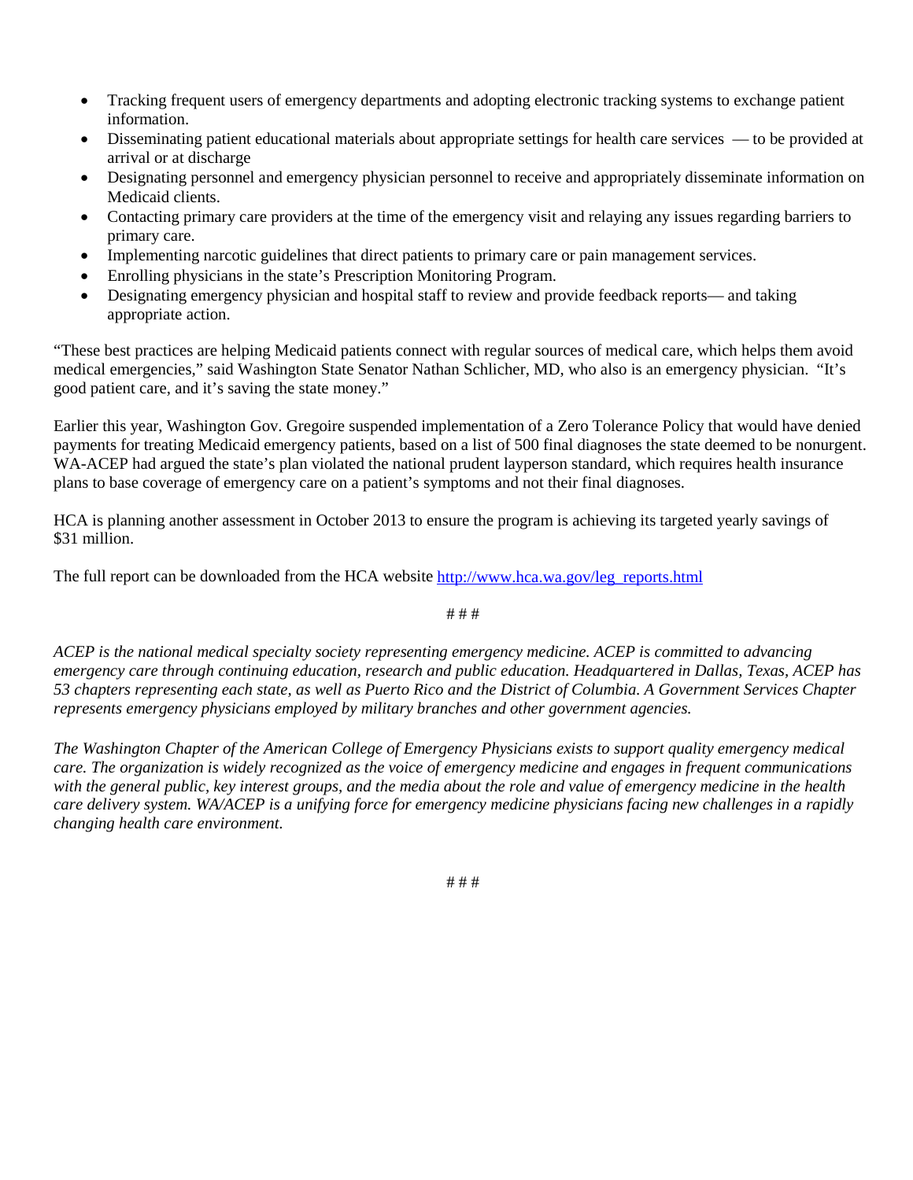- Tracking frequent users of emergency departments and adopting electronic tracking systems to exchange patient information.
- Disseminating patient educational materials about appropriate settings for health care services — to be provided at arrival or at discharge
- Designating personnel and emergency physician personnel to receive and appropriately disseminate information on Medicaid clients.
- Contacting primary care providers at the time of the emergency visit and relaying any issues regarding barriers to primary care.
- Implementing narcotic guidelines that direct patients to primary care or pain management services.
- Enrolling physicians in the state's Prescription Monitoring Program.
- Designating emergency physician and hospital staff to review and provide feedback reports— and taking appropriate action.

"These best practices are helping Medicaid patients connect with regular sources of medical care, which helps them avoid medical emergencies," said Washington State Senator Nathan Schlicher, MD, who also is an emergency physician. "It's good patient care, and it's saving the state money."

Earlier this year, Washington Gov. Gregoire suspended implementation of a Zero Tolerance Policy that would have denied payments for treating Medicaid emergency patients, based on a list of 500 final diagnoses the state deemed to be nonurgent. WA-ACEP had argued the state's plan violated the national prudent layperson standard, which requires health insurance plans to base coverage of emergency care on a patient's symptoms and not their final diagnoses.

HCA is planning another assessment in October 2013 to ensure the program is achieving its targeted yearly savings of $31 million.

The full report can be downloaded from the HCA website http://www.hca.wa.gov/leg_reports.html

# # #

*ACEP is the national medical specialty society representing emergency medicine. ACEP is committed to advancing emergency care through continuing education, research and public education. Headquartered in Dallas, Texas, ACEP has 53 chapters representing each state, as well as Puerto Rico and the District of Columbia. A Government Services Chapter represents emergency physicians employed by military branches and other government agencies.*

*The Washington Chapter of the American College of Emergency Physicians exists to support quality emergency medical care. The organization is widely recognized as the voice of emergency medicine and engages in frequent communications with the general public, key interest groups, and the media about the role and value of emergency medicine in the health care delivery system. WA/ACEP is a unifying force for emergency medicine physicians facing new challenges in a rapidly changing health care environment.*

# # #